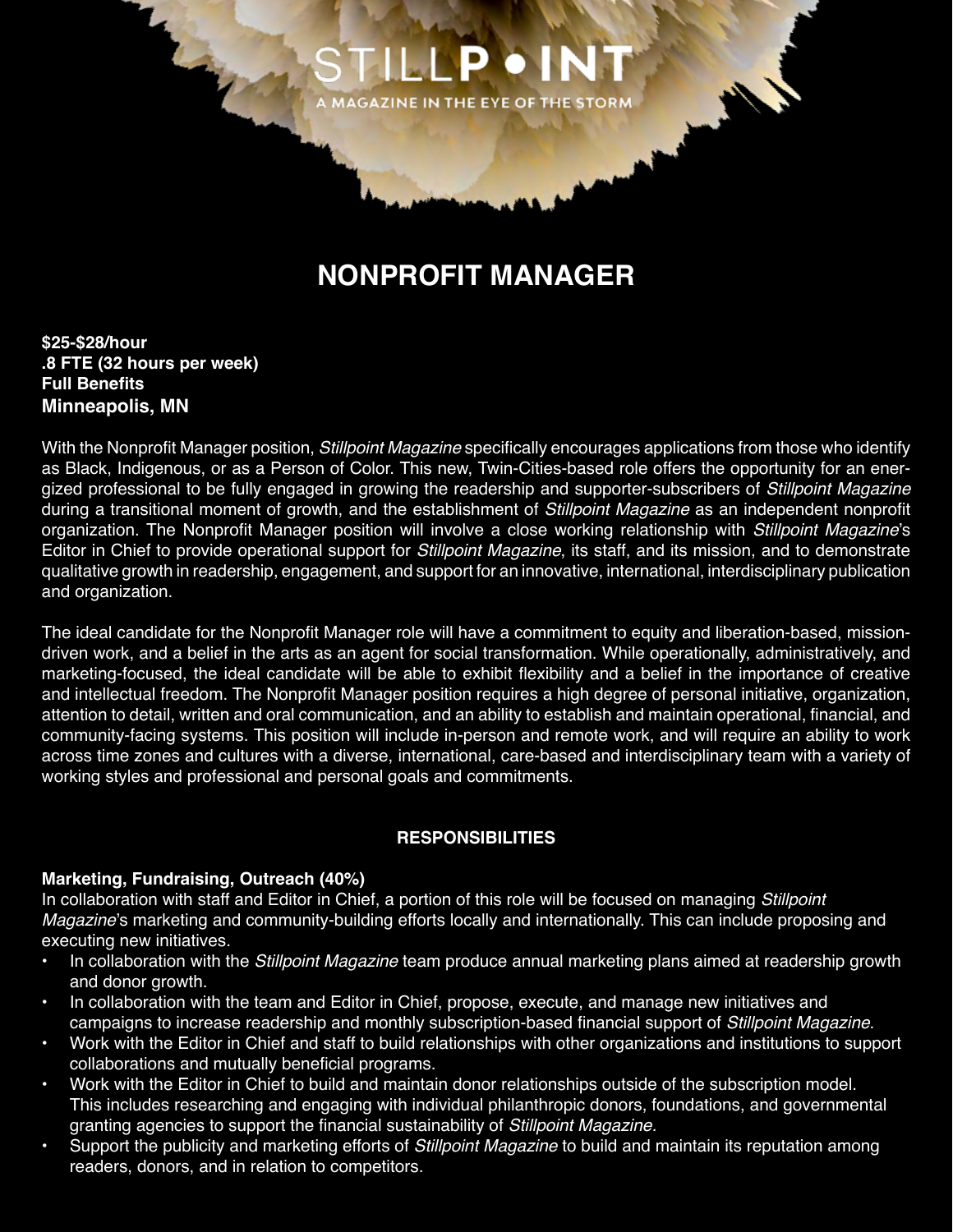STILLPOINT

A MAGAZINE IN THE EYE OF THE STORM

# NONPROFIT MANAGER

**$25-$28/hour**
**.8 FTE (32 hours per week)**
**Full Benefits**
**Minneapolis, MN**

With the Nonprofit Manager position, *Stillpoint Magazine* specifically encourages applications from those who identify as Black, Indigenous, or as a Person of Color. This new, Twin-Cities-based role offers the opportunity for an energized professional to be fully engaged in growing the readership and supporter-subscribers of *Stillpoint Magazine* during a transitional moment of growth, and the establishment of *Stillpoint Magazine* as an independent nonprofit organization. The Nonprofit Manager position will involve a close working relationship with *Stillpoint Magazine*'s Editor in Chief to provide operational support for *Stillpoint Magazine,* its staff, and its mission, and to demonstrate qualitative growth in readership, engagement, and support for an innovative, international, interdisciplinary publication and organization.

The ideal candidate for the Nonprofit Manager role will have a commitment to equity and liberation-based, mission-driven work, and a belief in the arts as an agent for social transformation. While operationally, administratively, and marketing-focused, the ideal candidate will be able to exhibit flexibility and a belief in the importance of creative and intellectual freedom. The Nonprofit Manager position requires a high degree of personal initiative, organization, attention to detail, written and oral communication, and an ability to establish and maintain operational, financial, and community-facing systems. This position will include in-person and remote work, and will require an ability to work across time zones and cultures with a diverse, international, care-based and interdisciplinary team with a variety of working styles and professional and personal goals and commitments.

## RESPONSIBILITIES

**Marketing, Fundraising, Outreach (40%)**

In collaboration with staff and Editor in Chief, a portion of this role will be focused on managing *Stillpoint Magazine*'s marketing and community-building efforts locally and internationally. This can include proposing and executing new initiatives.

- In collaboration with the *Stillpoint Magazine* team produce annual marketing plans aimed at readership growth and donor growth.
- In collaboration with the team and Editor in Chief, propose, execute, and manage new initiatives and campaigns to increase readership and monthly subscription-based financial support of *Stillpoint Magazine*.
- Work with the Editor in Chief and staff to build relationships with other organizations and institutions to support collaborations and mutually beneficial programs.
- Work with the Editor in Chief to build and maintain donor relationships outside of the subscription model. This includes researching and engaging with individual philanthropic donors, foundations, and governmental granting agencies to support the financial sustainability of *Stillpoint Magazine.*
- Support the publicity and marketing efforts of *Stillpoint Magazine* to build and maintain its reputation among readers, donors, and in relation to competitors.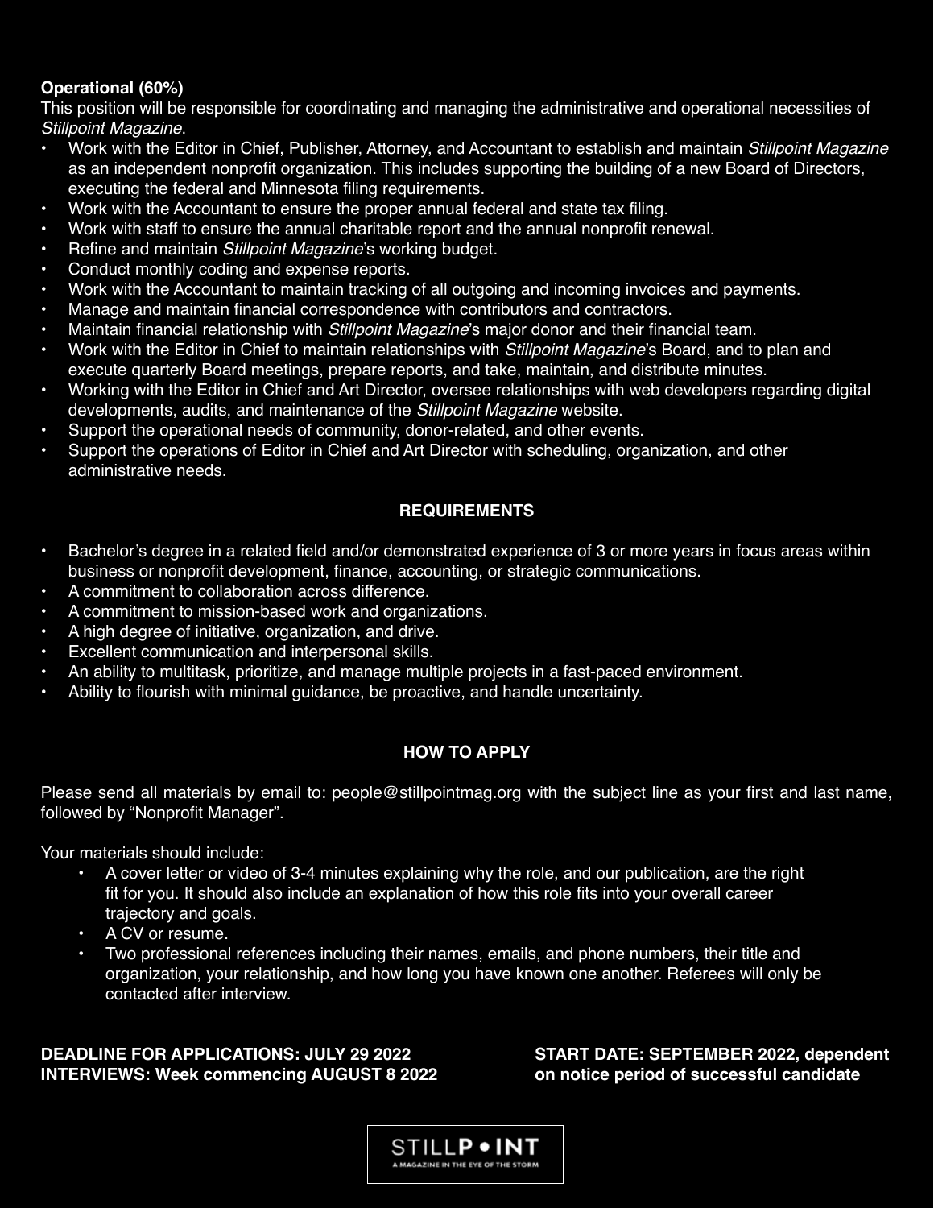**Operational (60%)**

This position will be responsible for coordinating and managing the administrative and operational necessities of *Stillpoint Magazine*.

- Work with the Editor in Chief, Publisher, Attorney, and Accountant to establish and maintain *Stillpoint Magazine* as an independent nonprofit organization. This includes supporting the building of a new Board of Directors, executing the federal and Minnesota filing requirements.
- Work with the Accountant to ensure the proper annual federal and state tax filing.
- Work with staff to ensure the annual charitable report and the annual nonprofit renewal.
- Refine and maintain *Stillpoint Magazine*'s working budget.
- Conduct monthly coding and expense reports.
- Work with the Accountant to maintain tracking of all outgoing and incoming invoices and payments.
- Manage and maintain financial correspondence with contributors and contractors.
- Maintain financial relationship with *Stillpoint Magazine*'s major donor and their financial team.
- Work with the Editor in Chief to maintain relationships with *Stillpoint Magazine*'s Board, and to plan and execute quarterly Board meetings, prepare reports, and take, maintain, and distribute minutes.
- Working with the Editor in Chief and Art Director, oversee relationships with web developers regarding digital developments, audits, and maintenance of the *Stillpoint Magazine* website.
- Support the operational needs of community, donor-related, and other events.
- Support the operations of Editor in Chief and Art Director with scheduling, organization, and other administrative needs.

## REQUIREMENTS

- Bachelor's degree in a related field and/or demonstrated experience of 3 or more years in focus areas within business or nonprofit development, finance, accounting, or strategic communications.
- A commitment to collaboration across difference.
- A commitment to mission-based work and organizations.
- A high degree of initiative, organization, and drive.
- Excellent communication and interpersonal skills.
- An ability to multitask, prioritize, and manage multiple projects in a fast-paced environment.
- Ability to flourish with minimal guidance, be proactive, and handle uncertainty.

## HOW TO APPLY

Please send all materials by email to: people@stillpointmag.org with the subject line as your first and last name, followed by "Nonprofit Manager".

Your materials should include:

- A cover letter or video of 3-4 minutes explaining why the role, and our publication, are the right fit for you. It should also include an explanation of how this role fits into your overall career trajectory and goals.
- A CV or resume.
- Two professional references including their names, emails, and phone numbers, their title and organization, your relationship, and how long you have known one another. Referees will only be contacted after interview.

**DEADLINE FOR APPLICATIONS: JULY 29 2022**
**INTERVIEWS: Week commencing AUGUST 8 2022**

**START DATE: SEPTEMBER 2022, dependent on notice period of successful candidate**

STILLPOINT
A MAGAZINE IN THE EYE OF THE STORM